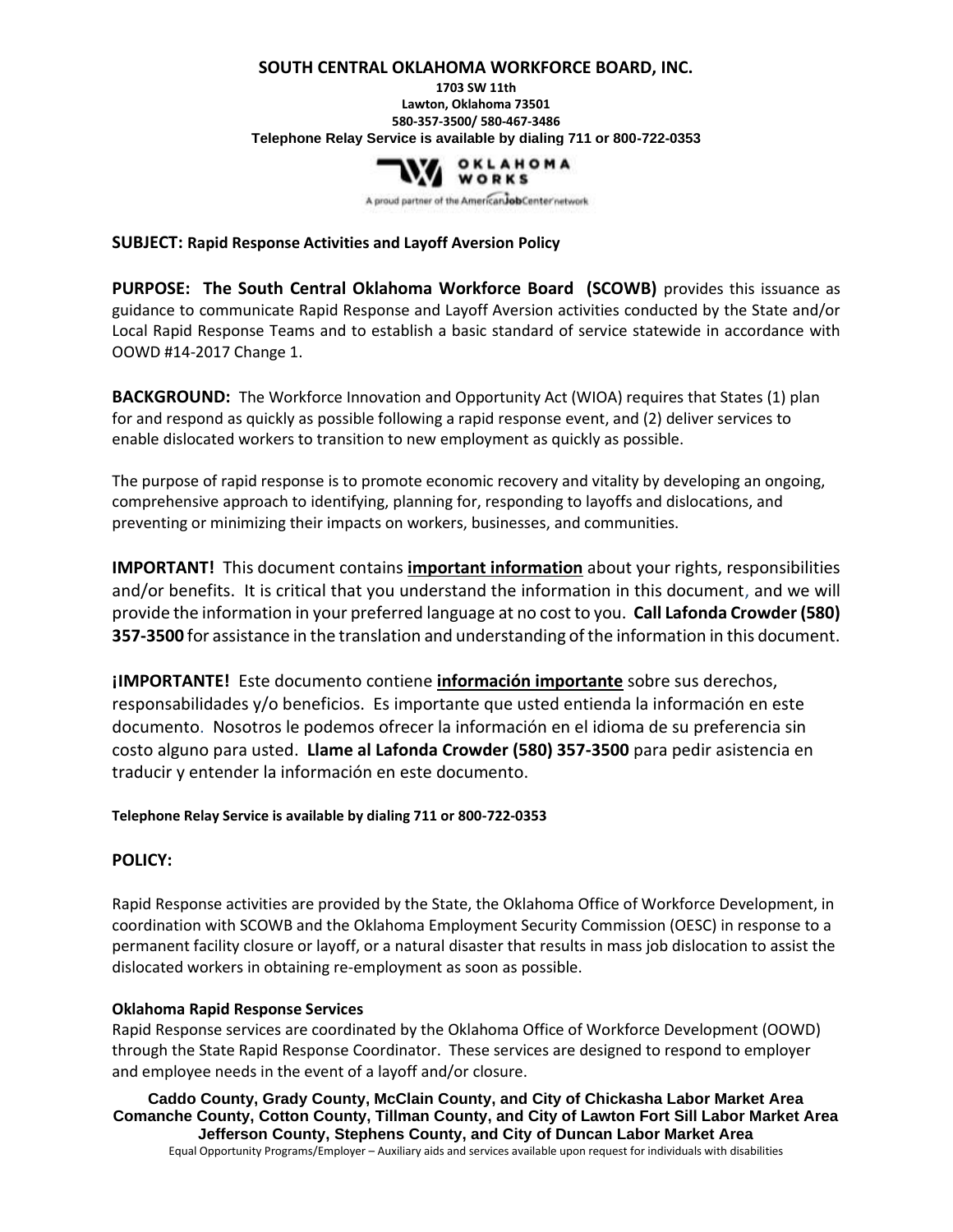**SOUTH CENTRAL OKLAHOMA WORKFORCE BOARD, INC.**

**1703 SW 11th**
**Lawton, Oklahoma 73501**
**580-357-3500/ 580-467-3486**
**Telephone Relay Service is available by dialing 711 or 800-722-0353**

OKLAHOMA WORKS
A proud partner of the AmericanJobCenter network

**SUBJECT: Rapid Response Activities and Layoff Aversion Policy**

**PURPOSE: The South Central Oklahoma Workforce Board (SCOWB)** provides this issuance as guidance to communicate Rapid Response and Layoff Aversion activities conducted by the State and/or Local Rapid Response Teams and to establish a basic standard of service statewide in accordance with OOWD #14-2017 Change 1.

**BACKGROUND:** The Workforce Innovation and Opportunity Act (WIOA) requires that States (1) plan for and respond as quickly as possible following a rapid response event, and (2) deliver services to enable dislocated workers to transition to new employment as quickly as possible.

The purpose of rapid response is to promote economic recovery and vitality by developing an ongoing, comprehensive approach to identifying, planning for, responding to layoffs and dislocations, and preventing or minimizing their impacts on workers, businesses, and communities.

**IMPORTANT!** This document contains **important information** about your rights, responsibilities and/or benefits. It is critical that you understand the information in this document, and we will provide the information in your preferred language at no cost to you. **Call Lafonda Crowder (580) 357-3500** for assistance in the translation and understanding of the information in this document.

**¡IMPORTANTE!** Este documento contiene **información importante** sobre sus derechos, responsabilidades y/o beneficios. Es importante que usted entienda la información en este documento. Nosotros le podemos ofrecer la información en el idioma de su preferencia sin costo alguno para usted. **Llame al Lafonda Crowder (580) 357-3500** para pedir asistencia en traducir y entender la información en este documento.

**Telephone Relay Service is available by dialing 711 or 800-722-0353**

## POLICY:

Rapid Response activities are provided by the State, the Oklahoma Office of Workforce Development, in coordination with SCOWB and the Oklahoma Employment Security Commission (OESC) in response to a permanent facility closure or layoff, or a natural disaster that results in mass job dislocation to assist the dislocated workers in obtaining re-employment as soon as possible.

### Oklahoma Rapid Response Services

Rapid Response services are coordinated by the Oklahoma Office of Workforce Development (OOWD) through the State Rapid Response Coordinator. These services are designed to respond to employer and employee needs in the event of a layoff and/or closure.

**Caddo County, Grady County, McClain County, and City of Chickasha Labor Market Area**
**Comanche County, Cotton County, Tillman County, and City of Lawton Fort Sill Labor Market Area**
**Jefferson County, Stephens County, and City of Duncan Labor Market Area**
Equal Opportunity Programs/Employer – Auxiliary aids and services available upon request for individuals with disabilities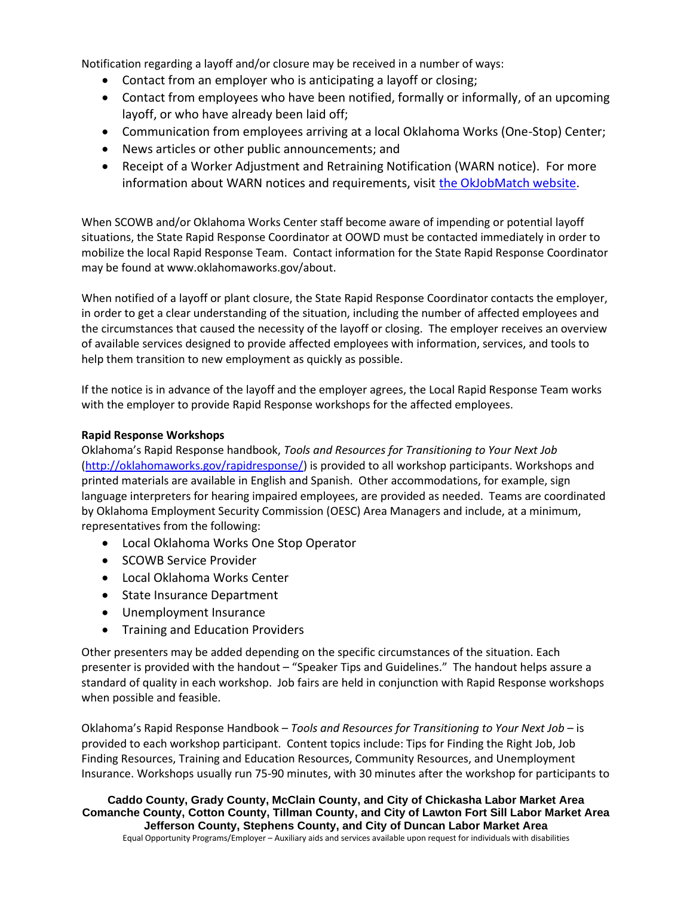Notification regarding a layoff and/or closure may be received in a number of ways:

- Contact from an employer who is anticipating a layoff or closing;
- Contact from employees who have been notified, formally or informally, of an upcoming layoff, or who have already been laid off;
- Communication from employees arriving at a local Oklahoma Works (One-Stop) Center;
- News articles or other public announcements; and
- Receipt of a Worker Adjustment and Retraining Notification (WARN notice). For more information about WARN notices and requirements, visit [the OkJobMatch website](#).

When SCOWB and/or Oklahoma Works Center staff become aware of impending or potential layoff situations, the State Rapid Response Coordinator at OOWD must be contacted immediately in order to mobilize the local Rapid Response Team. Contact information for the State Rapid Response Coordinator may be found at www.oklahomaworks.gov/about.

When notified of a layoff or plant closure, the State Rapid Response Coordinator contacts the employer, in order to get a clear understanding of the situation, including the number of affected employees and the circumstances that caused the necessity of the layoff or closing. The employer receives an overview of available services designed to provide affected employees with information, services, and tools to help them transition to new employment as quickly as possible.

If the notice is in advance of the layoff and the employer agrees, the Local Rapid Response Team works with the employer to provide Rapid Response workshops for the affected employees.

**Rapid Response Workshops**
Oklahoma's Rapid Response handbook, *Tools and Resources for Transitioning to Your Next Job* (http://oklahomaworks.gov/rapidresponse/) is provided to all workshop participants. Workshops and printed materials are available in English and Spanish. Other accommodations, for example, sign language interpreters for hearing impaired employees, are provided as needed. Teams are coordinated by Oklahoma Employment Security Commission (OESC) Area Managers and include, at a minimum, representatives from the following:

- Local Oklahoma Works One Stop Operator
- SCOWB Service Provider
- Local Oklahoma Works Center
- State Insurance Department
- Unemployment Insurance
- Training and Education Providers

Other presenters may be added depending on the specific circumstances of the situation. Each presenter is provided with the handout – "Speaker Tips and Guidelines." The handout helps assure a standard of quality in each workshop. Job fairs are held in conjunction with Rapid Response workshops when possible and feasible.

Oklahoma's Rapid Response Handbook – *Tools and Resources for Transitioning to Your Next Job* – is provided to each workshop participant. Content topics include: Tips for Finding the Right Job, Job Finding Resources, Training and Education Resources, Community Resources, and Unemployment Insurance. Workshops usually run 75-90 minutes, with 30 minutes after the workshop for participants to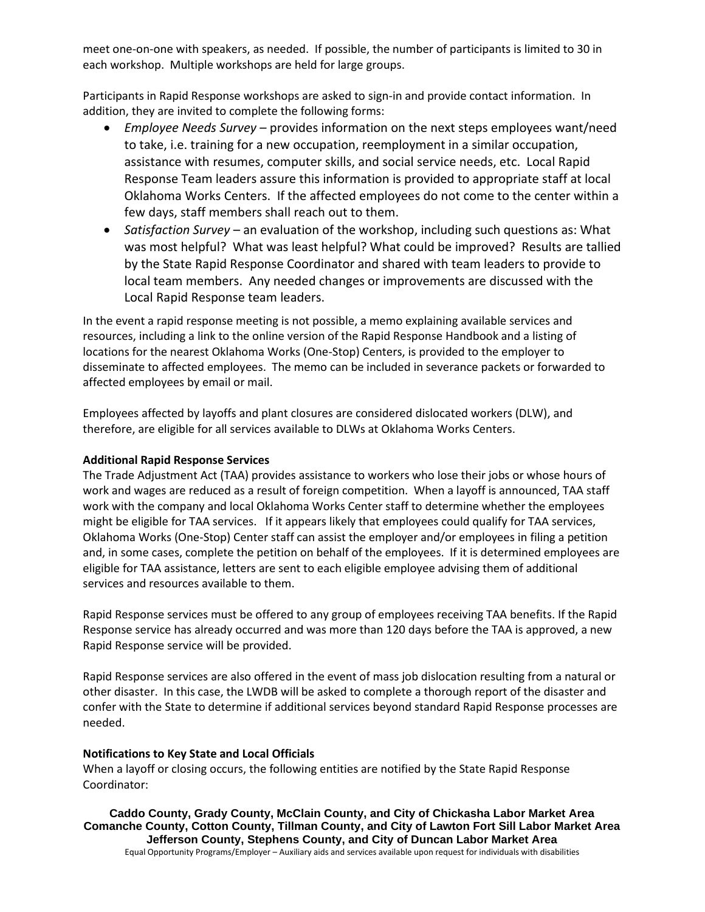meet one-on-one with speakers, as needed. If possible, the number of participants is limited to 30 in each workshop. Multiple workshops are held for large groups.

Participants in Rapid Response workshops are asked to sign-in and provide contact information. In addition, they are invited to complete the following forms:

- *Employee Needs Survey* – provides information on the next steps employees want/need to take, i.e. training for a new occupation, reemployment in a similar occupation, assistance with resumes, computer skills, and social service needs, etc. Local Rapid Response Team leaders assure this information is provided to appropriate staff at local Oklahoma Works Centers. If the affected employees do not come to the center within a few days, staff members shall reach out to them.
- *Satisfaction Survey* – an evaluation of the workshop, including such questions as: What was most helpful? What was least helpful? What could be improved? Results are tallied by the State Rapid Response Coordinator and shared with team leaders to provide to local team members. Any needed changes or improvements are discussed with the Local Rapid Response team leaders.

In the event a rapid response meeting is not possible, a memo explaining available services and resources, including a link to the online version of the Rapid Response Handbook and a listing of locations for the nearest Oklahoma Works (One-Stop) Centers, is provided to the employer to disseminate to affected employees. The memo can be included in severance packets or forwarded to affected employees by email or mail.

Employees affected by layoffs and plant closures are considered dislocated workers (DLW), and therefore, are eligible for all services available to DLWs at Oklahoma Works Centers.

**Additional Rapid Response Services**

The Trade Adjustment Act (TAA) provides assistance to workers who lose their jobs or whose hours of work and wages are reduced as a result of foreign competition. When a layoff is announced, TAA staff work with the company and local Oklahoma Works Center staff to determine whether the employees might be eligible for TAA services. If it appears likely that employees could qualify for TAA services, Oklahoma Works (One-Stop) Center staff can assist the employer and/or employees in filing a petition and, in some cases, complete the petition on behalf of the employees. If it is determined employees are eligible for TAA assistance, letters are sent to each eligible employee advising them of additional services and resources available to them.

Rapid Response services must be offered to any group of employees receiving TAA benefits. If the Rapid Response service has already occurred and was more than 120 days before the TAA is approved, a new Rapid Response service will be provided.

Rapid Response services are also offered in the event of mass job dislocation resulting from a natural or other disaster. In this case, the LWDB will be asked to complete a thorough report of the disaster and confer with the State to determine if additional services beyond standard Rapid Response processes are needed.

**Notifications to Key State and Local Officials**

When a layoff or closing occurs, the following entities are notified by the State Rapid Response Coordinator: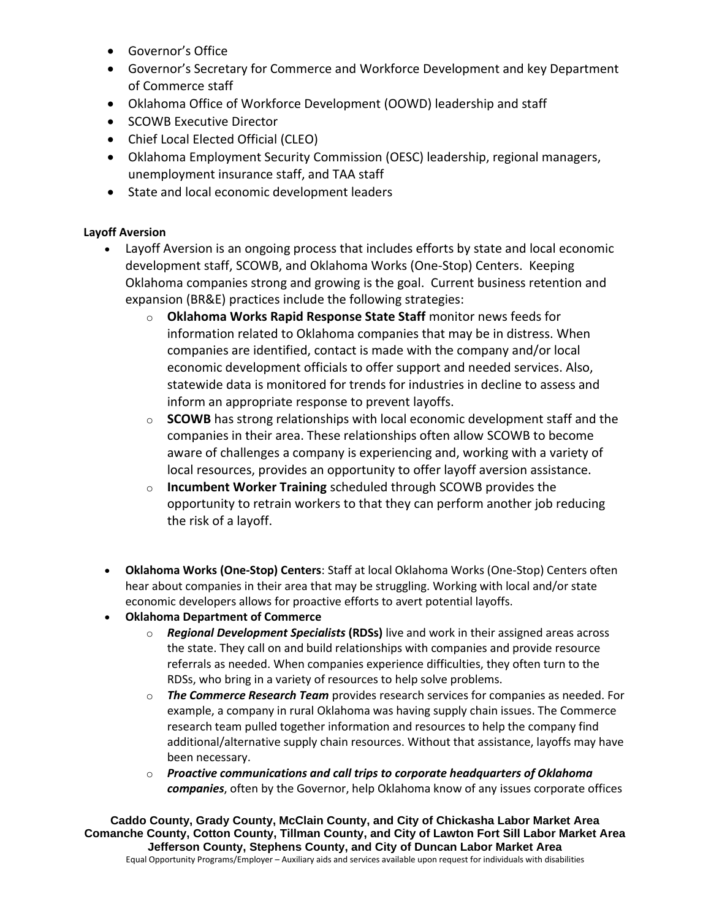- Governor's Office
- Governor's Secretary for Commerce and Workforce Development and key Department of Commerce staff
- Oklahoma Office of Workforce Development (OOWD) leadership and staff
- SCOWB Executive Director
- Chief Local Elected Official (CLEO)
- Oklahoma Employment Security Commission (OESC) leadership, regional managers, unemployment insurance staff, and TAA staff
- State and local economic development leaders

**Layoff Aversion**

- Layoff Aversion is an ongoing process that includes efforts by state and local economic development staff, SCOWB, and Oklahoma Works (One-Stop) Centers. Keeping Oklahoma companies strong and growing is the goal. Current business retention and expansion (BR&E) practices include the following strategies:
  - **Oklahoma Works Rapid Response State Staff** monitor news feeds for information related to Oklahoma companies that may be in distress. When companies are identified, contact is made with the company and/or local economic development officials to offer support and needed services. Also, statewide data is monitored for trends for industries in decline to assess and inform an appropriate response to prevent layoffs.
  - **SCOWB** has strong relationships with local economic development staff and the companies in their area. These relationships often allow SCOWB to become aware of challenges a company is experiencing and, working with a variety of local resources, provides an opportunity to offer layoff aversion assistance.
  - **Incumbent Worker Training** scheduled through SCOWB provides the opportunity to retrain workers to that they can perform another job reducing the risk of a layoff.

- **Oklahoma Works (One-Stop) Centers**: Staff at local Oklahoma Works (One-Stop) Centers often hear about companies in their area that may be struggling. Working with local and/or state economic developers allows for proactive efforts to avert potential layoffs.
- **Oklahoma Department of Commerce**
  - ***Regional Development Specialists*** **(RDSs)** live and work in their assigned areas across the state. They call on and build relationships with companies and provide resource referrals as needed. When companies experience difficulties, they often turn to the RDSs, who bring in a variety of resources to help solve problems.
  - ***The Commerce Research Team*** provides research services for companies as needed. For example, a company in rural Oklahoma was having supply chain issues. The Commerce research team pulled together information and resources to help the company find additional/alternative supply chain resources. Without that assistance, layoffs may have been necessary.
  - ***Proactive communications and call trips to corporate headquarters of Oklahoma companies***, often by the Governor, help Oklahoma know of any issues corporate offices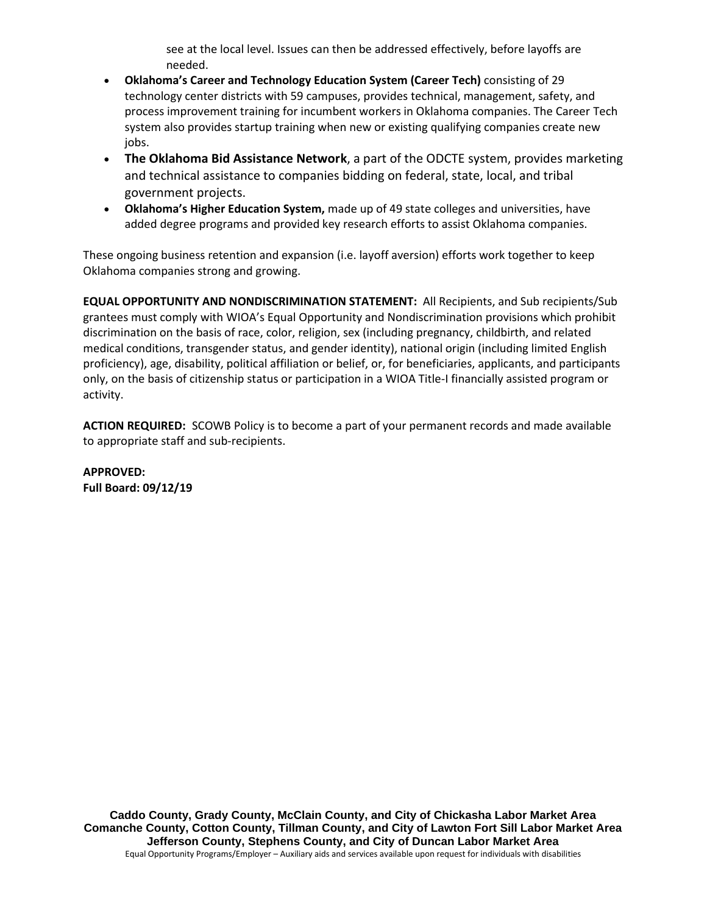see at the local level. Issues can then be addressed effectively, before layoffs are needed.

- **Oklahoma's Career and Technology Education System (Career Tech)** consisting of 29 technology center districts with 59 campuses, provides technical, management, safety, and process improvement training for incumbent workers in Oklahoma companies. The Career Tech system also provides startup training when new or existing qualifying companies create new jobs.
- **The Oklahoma Bid Assistance Network**, a part of the ODCTE system, provides marketing and technical assistance to companies bidding on federal, state, local, and tribal government projects.
- **Oklahoma's Higher Education System,** made up of 49 state colleges and universities, have added degree programs and provided key research efforts to assist Oklahoma companies.

These ongoing business retention and expansion (i.e. layoff aversion) efforts work together to keep Oklahoma companies strong and growing.

**EQUAL OPPORTUNITY AND NONDISCRIMINATION STATEMENT:** All Recipients, and Sub recipients/Sub grantees must comply with WIOA's Equal Opportunity and Nondiscrimination provisions which prohibit discrimination on the basis of race, color, religion, sex (including pregnancy, childbirth, and related medical conditions, transgender status, and gender identity), national origin (including limited English proficiency), age, disability, political affiliation or belief, or, for beneficiaries, applicants, and participants only, on the basis of citizenship status or participation in a WIOA Title-I financially assisted program or activity.

**ACTION REQUIRED:** SCOWB Policy is to become a part of your permanent records and made available to appropriate staff and sub-recipients.

**APPROVED:**
**Full Board: 09/12/19**